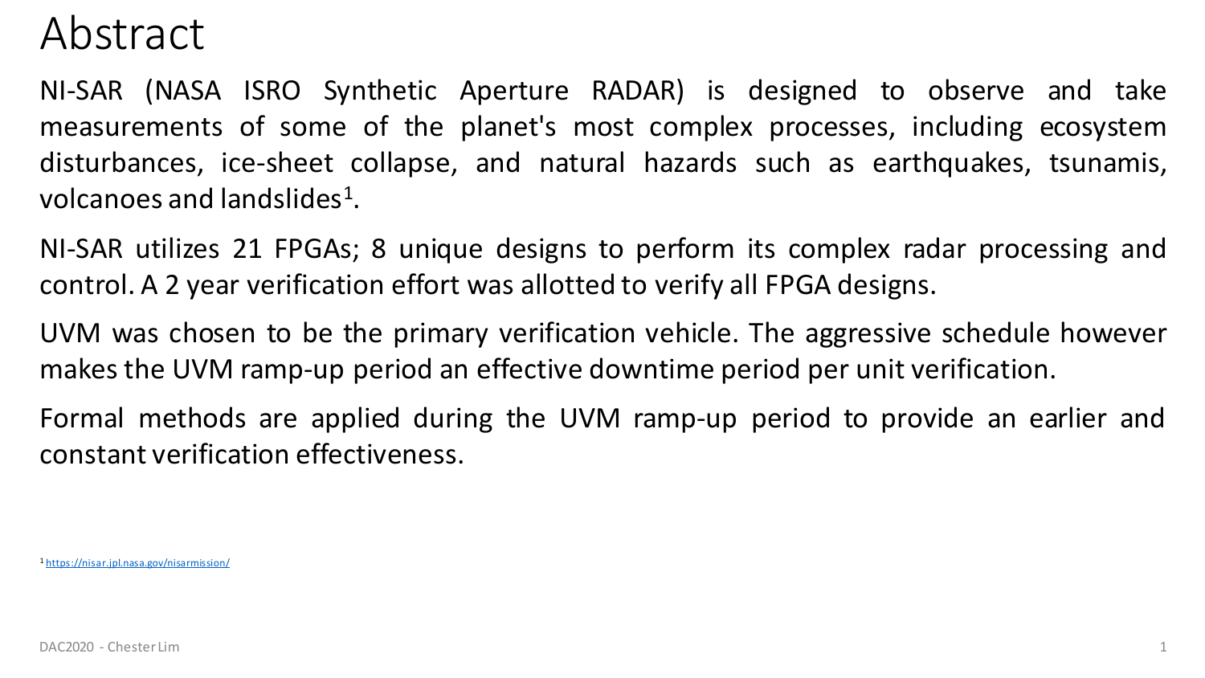# Abstract

NI-SAR (NASA ISRO Synthetic Aperture RADAR) is designed to observe and take measurements of some of the planet's most complex processes, including ecosystem disturbances, ice-sheet collapse, and natural hazards such as earthquakes, tsunamis, volcanoes and landslides[1].

NI-SAR utilizes 21 FPGAs; 8 unique designs to perform its complex radar processing and control. A 2 year verification effort was allotted to verify all FPGA designs.

UVM was chosen to be the primary verification vehicle. The aggressive schedule however makes the UVM ramp-up period an effective downtime period per unit verification.

Formal methods are applied during the UVM ramp-up period to provide an earlier and constant verification effectiveness.

[1] https://nisar.jpl.nasa.gov/nisarmission/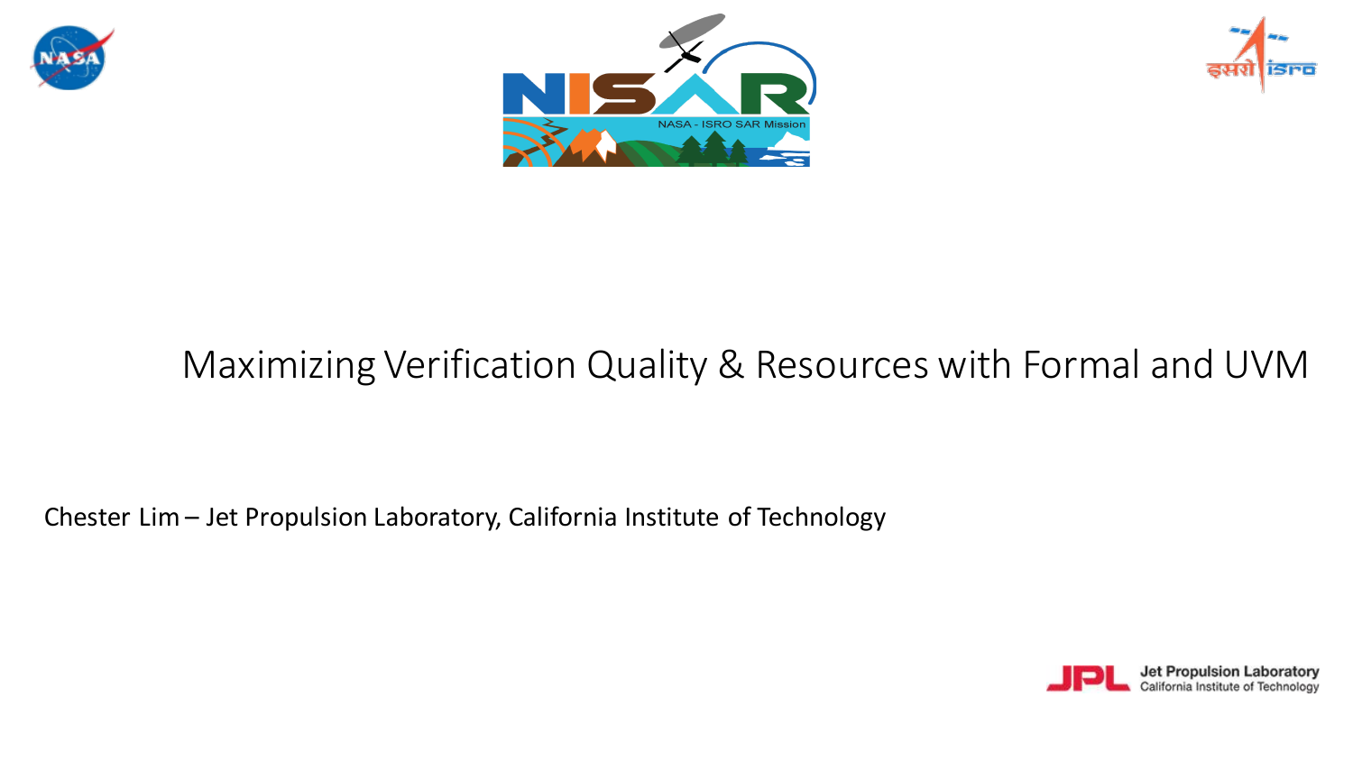# Maximizing Verification Quality & Resources with Formal and UVM

Chester Lim – Jet Propulsion Laboratory, California Institute of Technology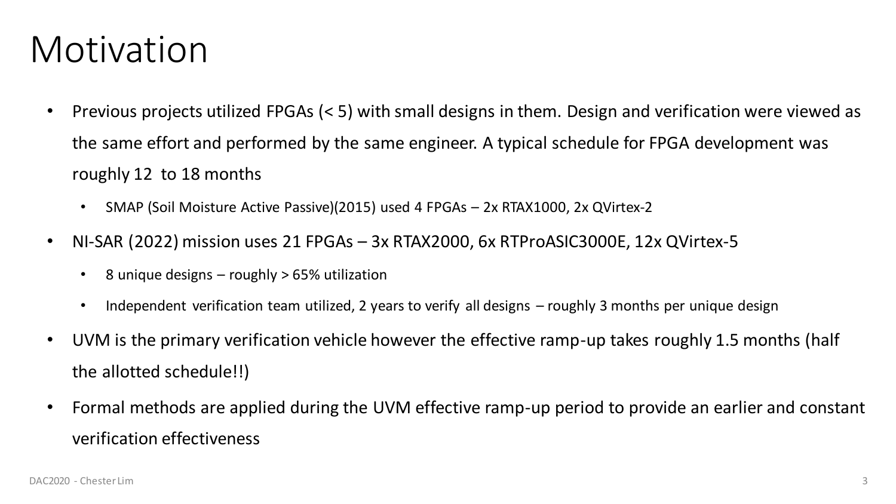# Motivation

- Previous projects utilized FPGAs (< 5) with small designs in them. Design and verification were viewed as the same effort and performed by the same engineer. A typical schedule for FPGA development was roughly 12 to 18 months
  - SMAP (Soil Moisture Active Passive)(2015) used 4 FPGAs – 2x RTAX1000, 2x QVirtex-2
- NI-SAR (2022) mission uses 21 FPGAs – 3x RTAX2000, 6x RTProASIC3000E, 12x QVirtex-5
  - 8 unique designs – roughly > 65% utilization
  - Independent verification team utilized, 2 years to verify all designs – roughly 3 months per unique design
- UVM is the primary verification vehicle however the effective ramp-up takes roughly 1.5 months (half the allotted schedule!!)
- Formal methods are applied during the UVM effective ramp-up period to provide an earlier and constant verification effectiveness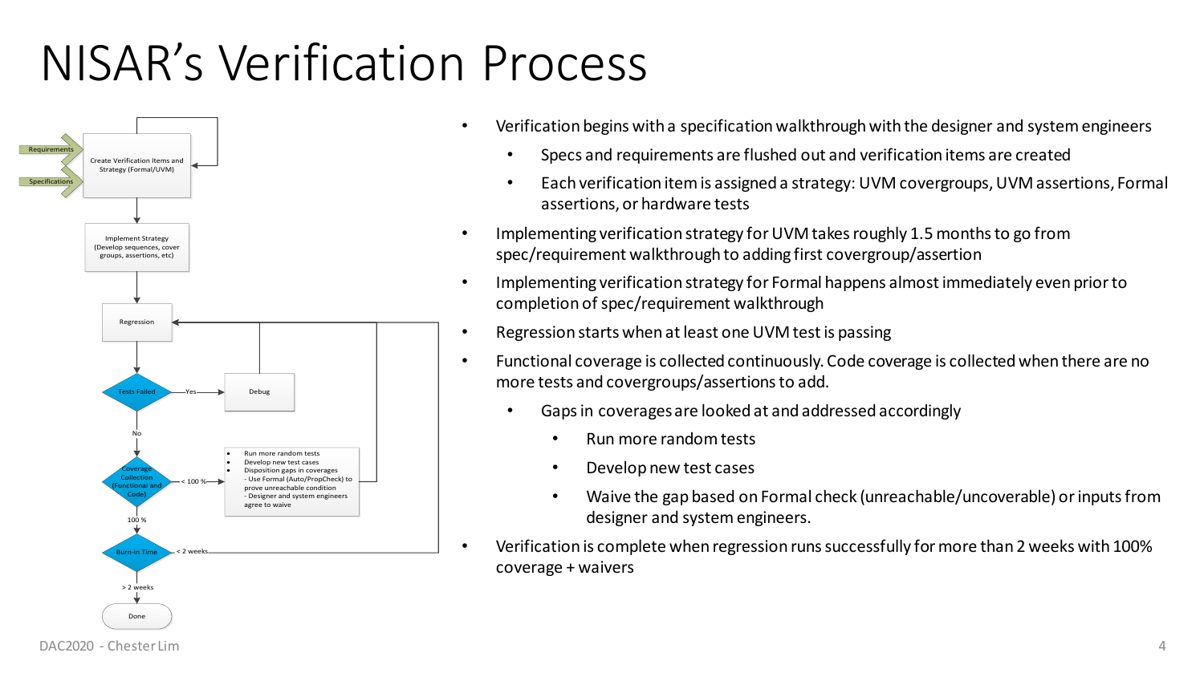# NISAR's Verification Process

- Verification begins with a specification walkthrough with the designer and system engineers
  - Specs and requirements are flushed out and verification items are created
  - Each verification item is assigned a strategy: UVM covergroups, UVM assertions, Formal assertions, or hardware tests
- Implementing verification strategy for UVM takes roughly 1.5 months to go from spec/requirement walkthrough to adding first covergroup/assertion
- Implementing verification strategy for Formal happens almost immediately even prior to completion of spec/requirement walkthrough
- Regression starts when at least one UVM test is passing
- Functional coverage is collected continuously. Code coverage is collected when there are no more tests and covergroups/assertions to add.
  - Gaps in coverages are looked at and addressed accordingly
    - Run more random tests
    - Develop new test cases
    - Waive the gap based on Formal check (unreachable/uncoverable) or inputs from designer and system engineers.
- Verification is complete when regression runs successfully for more than 2 weeks with 100% coverage + waivers

Flowchart:

- Requirements, Specifications → Create Verification Items and Strategy (Formal/UVM)
- Implement Strategy (Develop sequences, cover groups, assertions, etc)
- Regression
- Tests Failed — Yes → Debug (→ back to Regression)
- No → Coverage Collection (Functional and Code) — < 100 % →
  - Run more random tests
  - Develop new test cases
  - Disposition gaps in coverages
    - Use Formal (Auto/PropCheck) to prove unreachable condition
    - Designer and system engineers agree to waive

  (→ back to Regression)
- 100 % → Burn-in Time — < 2 weeks → back to Regression
- > 2 weeks → Done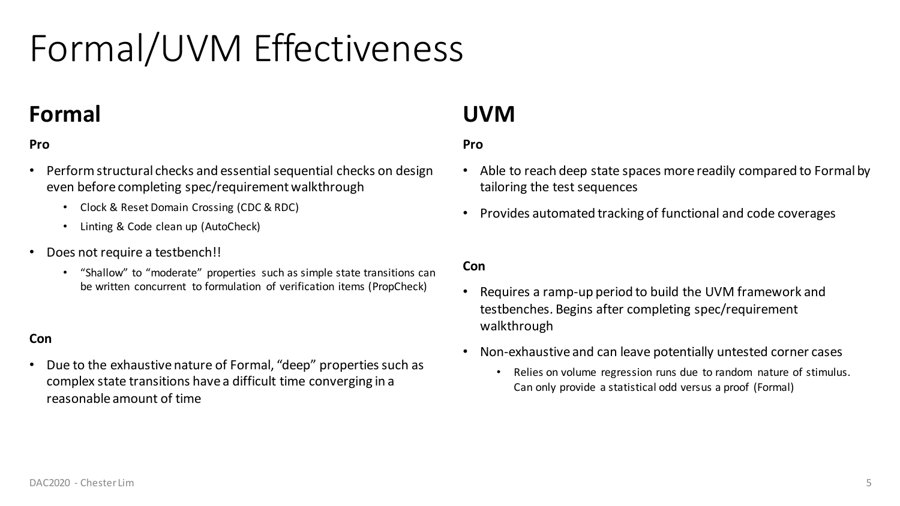# Formal/UVM Effectiveness

## Formal

**Pro**

- Perform structural checks and essential sequential checks on design even before completing spec/requirement walkthrough
  - Clock & Reset Domain Crossing (CDC & RDC)
  - Linting & Code clean up (AutoCheck)
- Does not require a testbench!!
  - "Shallow" to "moderate" properties such as simple state transitions can be written concurrent to formulation of verification items (PropCheck)

**Con**

- Due to the exhaustive nature of Formal, "deep" properties such as complex state transitions have a difficult time converging in a reasonable amount of time

## UVM

**Pro**

- Able to reach deep state spaces more readily compared to Formal by tailoring the test sequences
- Provides automated tracking of functional and code coverages

**Con**

- Requires a ramp-up period to build the UVM framework and testbenches. Begins after completing spec/requirement walkthrough
- Non-exhaustive and can leave potentially untested corner cases
  - Relies on volume regression runs due to random nature of stimulus. Can only provide a statistical odd versus a proof (Formal)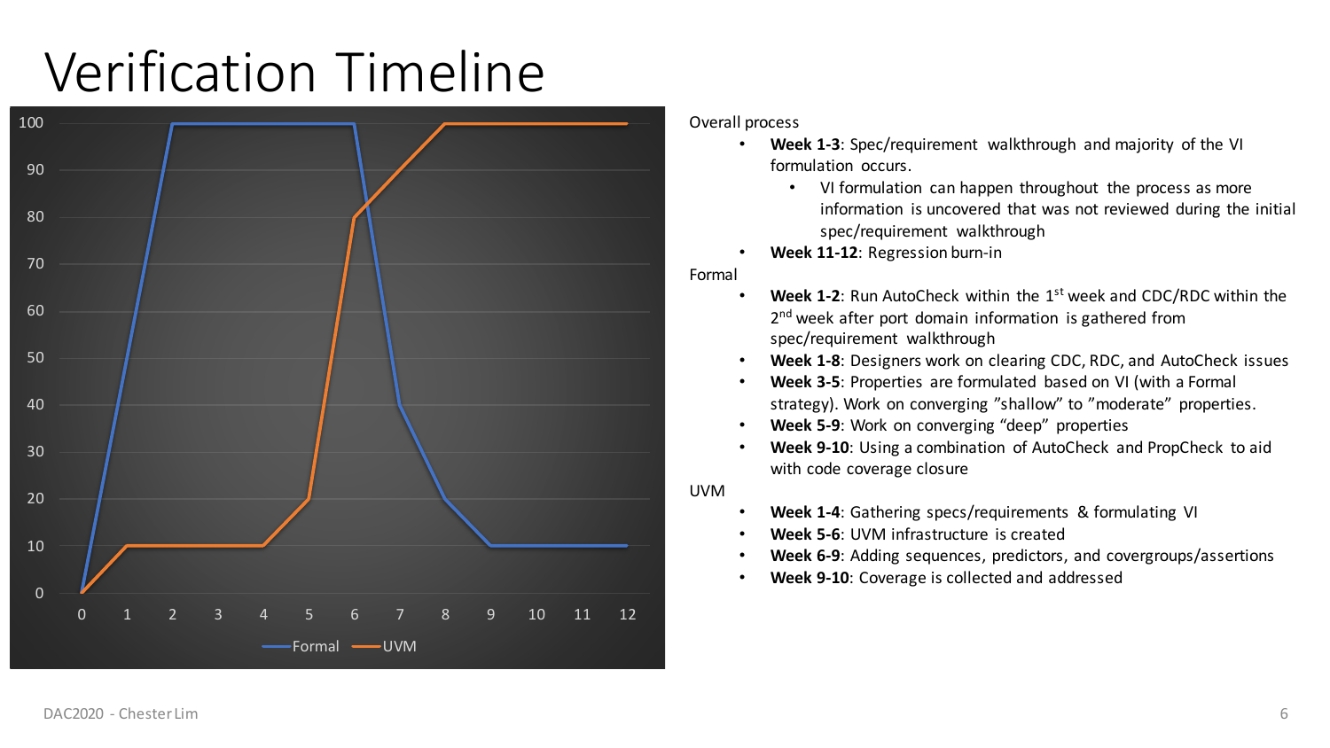# Verification Timeline

Overall process

- **Week 1-3**: Spec/requirement walkthrough and majority of the VI formulation occurs.
  - VI formulation can happen throughout the process as more information is uncovered that was not reviewed during the initial spec/requirement walkthrough
- **Week 11-12**: Regression burn-in

Formal

- **Week 1-2**: Run AutoCheck within the 1st week and CDC/RDC within the 2nd week after port domain information is gathered from spec/requirement walkthrough
- **Week 1-8**: Designers work on clearing CDC, RDC, and AutoCheck issues
- **Week 3-5**: Properties are formulated based on VI (with a Formal strategy). Work on converging "shallow" to "moderate" properties.
- **Week 5-9**: Work on converging "deep" properties
- **Week 9-10**: Using a combination of AutoCheck and PropCheck to aid with code coverage closure

UVM

- **Week 1-4**: Gathering specs/requirements & formulating VI
- **Week 5-6**: UVM infrastructure is created
- **Week 6-9**: Adding sequences, predictors, and covergroups/assertions
- **Week 9-10**: Coverage is collected and addressed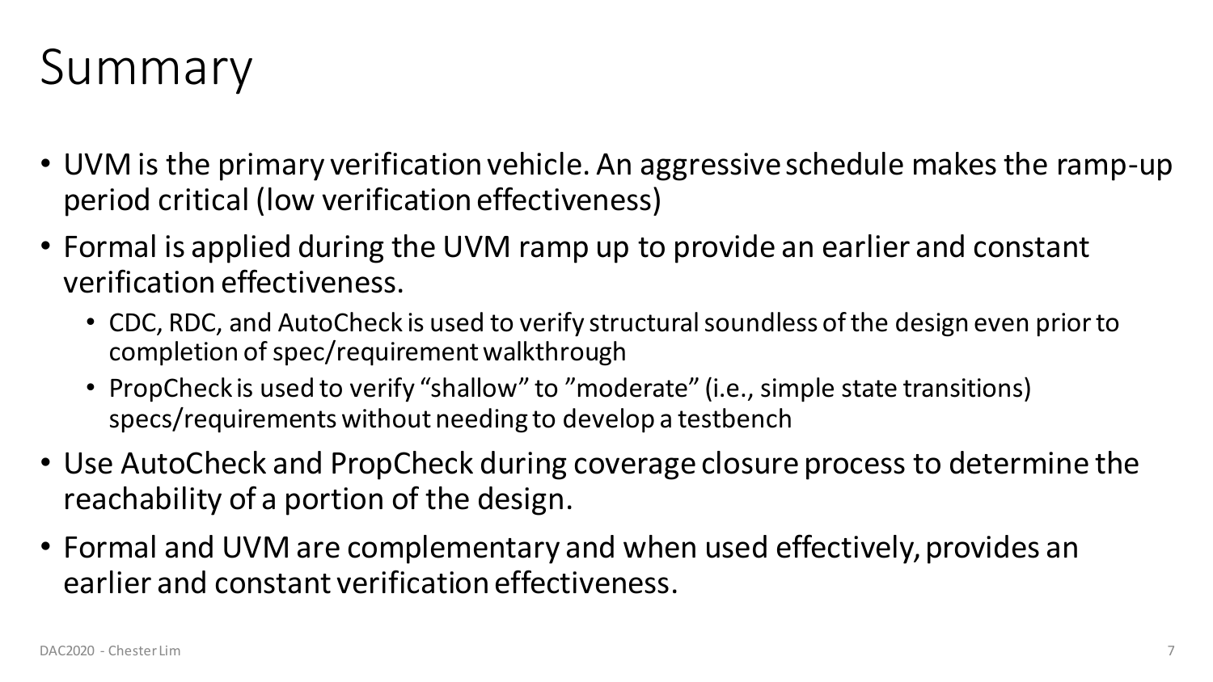# Summary

- UVM is the primary verification vehicle. An aggressive schedule makes the ramp-up period critical (low verification effectiveness)
- Formal is applied during the UVM ramp up to provide an earlier and constant verification effectiveness.
  - CDC, RDC, and AutoCheck is used to verify structural soundless of the design even prior to completion of spec/requirement walkthrough
  - PropCheck is used to verify “shallow” to ”moderate” (i.e., simple state transitions) specs/requirements without needing to develop a testbench
- Use AutoCheck and PropCheck during coverage closure process to determine the reachability of a portion of the design.
- Formal and UVM are complementary and when used effectively, provides an earlier and constant verification effectiveness.